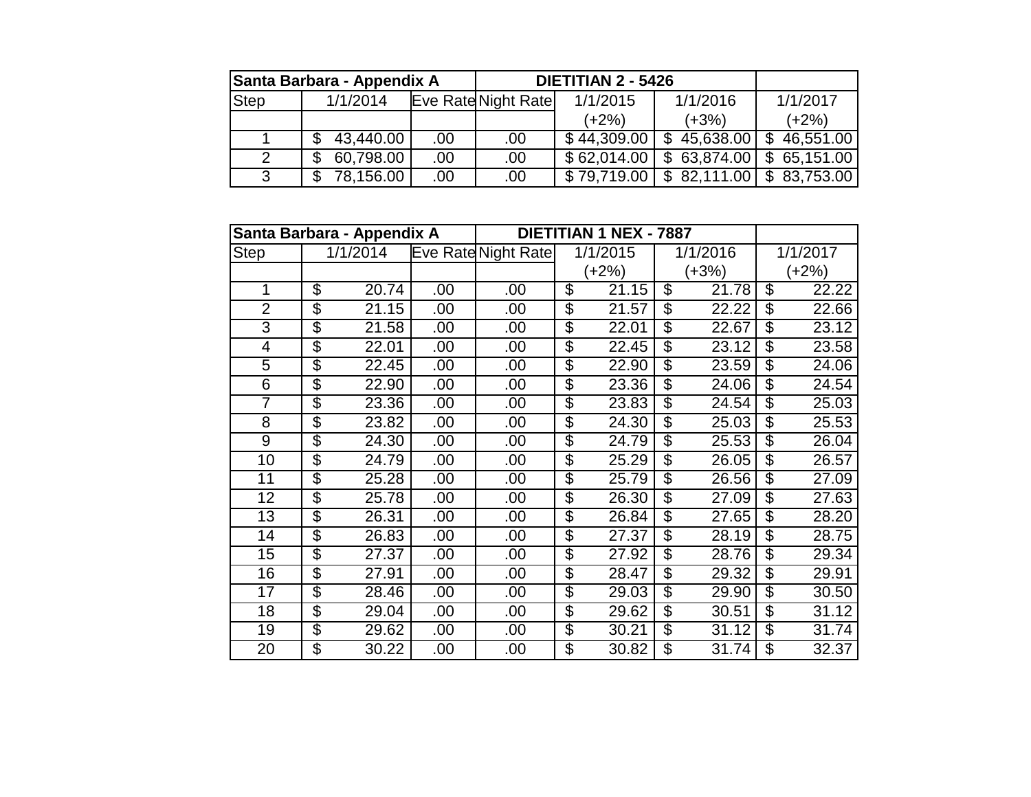| Santa Barbara - Appendix A | | | | DIETITIAN 2 - 5426 | | |
|---|---|---|---|---|---|---|
| Step | 1/1/2014 | Eve Rate | Night Rate | 1/1/2015 | 1/1/2016 | 1/1/2017 |
| | | | | (+2%) | (+3%) | (+2%) |
| 1 | $ 43,440.00 | .00 | .00 | $ 44,309.00 | $ 45,638.00 | $ 46,551.00 |
| 2 | $ 60,798.00 | .00 | .00 | $ 62,014.00 | $ 63,874.00 | $ 65,151.00 |
| 3 | $ 78,156.00 | .00 | .00 | $ 79,719.00 | $ 82,111.00 | $ 83,753.00 |

| Santa Barbara - Appendix A | | | | DIETITIAN 1 NEX - 7887 | | |
|---|---|---|---|---|---|---|
| Step | 1/1/2014 | Eve Rate | Night Rate | 1/1/2015 | 1/1/2016 | 1/1/2017 |
| | | | | (+2%) | (+3%) | (+2%) |
| 1 | $ 20.74 | .00 | .00 | $ 21.15 | $ 21.78 | $ 22.22 |
| 2 | $ 21.15 | .00 | .00 | $ 21.57 | $ 22.22 | $ 22.66 |
| 3 | $ 21.58 | .00 | .00 | $ 22.01 | $ 22.67 | $ 23.12 |
| 4 | $ 22.01 | .00 | .00 | $ 22.45 | $ 23.12 | $ 23.58 |
| 5 | $ 22.45 | .00 | .00 | $ 22.90 | $ 23.59 | $ 24.06 |
| 6 | $ 22.90 | .00 | .00 | $ 23.36 | $ 24.06 | $ 24.54 |
| 7 | $ 23.36 | .00 | .00 | $ 23.83 | $ 24.54 | $ 25.03 |
| 8 | $ 23.82 | .00 | .00 | $ 24.30 | $ 25.03 | $ 25.53 |
| 9 | $ 24.30 | .00 | .00 | $ 24.79 | $ 25.53 | $ 26.04 |
| 10 | $ 24.79 | .00 | .00 | $ 25.29 | $ 26.05 | $ 26.57 |
| 11 | $ 25.28 | .00 | .00 | $ 25.79 | $ 26.56 | $ 27.09 |
| 12 | $ 25.78 | .00 | .00 | $ 26.30 | $ 27.09 | $ 27.63 |
| 13 | $ 26.31 | .00 | .00 | $ 26.84 | $ 27.65 | $ 28.20 |
| 14 | $ 26.83 | .00 | .00 | $ 27.37 | $ 28.19 | $ 28.75 |
| 15 | $ 27.37 | .00 | .00 | $ 27.92 | $ 28.76 | $ 29.34 |
| 16 | $ 27.91 | .00 | .00 | $ 28.47 | $ 29.32 | $ 29.91 |
| 17 | $ 28.46 | .00 | .00 | $ 29.03 | $ 29.90 | $ 30.50 |
| 18 | $ 29.04 | .00 | .00 | $ 29.62 | $ 30.51 | $ 31.12 |
| 19 | $ 29.62 | .00 | .00 | $ 30.21 | $ 31.12 | $ 31.74 |
| 20 | $ 30.22 | .00 | .00 | $ 30.82 | $ 31.74 | $ 32.37 |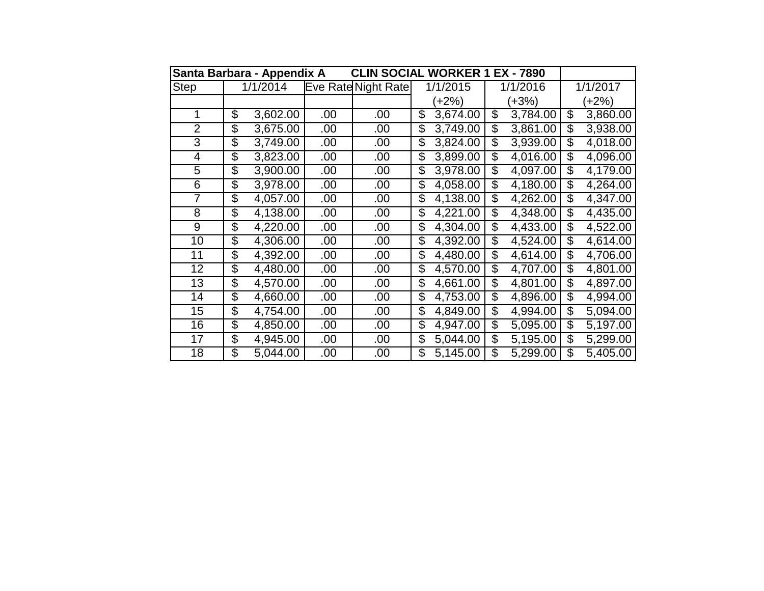| Santa Barbara - Appendix A | CLIN SOCIAL WORKER 1 EX - 7890 | | | | | |
|---|---|---|---|---|---|---|
| Step | 1/1/2014 | Eve Rate | Night Rate | 1/1/2015 (+2%) | 1/1/2016 (+3%) | 1/1/2017 (+2%) |
| 1 | $ 3,602.00 | .00 | .00 | $ 3,674.00 | $ 3,784.00 | $ 3,860.00 |
| 2 | $ 3,675.00 | .00 | .00 | $ 3,749.00 | $ 3,861.00 | $ 3,938.00 |
| 3 | $ 3,749.00 | .00 | .00 | $ 3,824.00 | $ 3,939.00 | $ 4,018.00 |
| 4 | $ 3,823.00 | .00 | .00 | $ 3,899.00 | $ 4,016.00 | $ 4,096.00 |
| 5 | $ 3,900.00 | .00 | .00 | $ 3,978.00 | $ 4,097.00 | $ 4,179.00 |
| 6 | $ 3,978.00 | .00 | .00 | $ 4,058.00 | $ 4,180.00 | $ 4,264.00 |
| 7 | $ 4,057.00 | .00 | .00 | $ 4,138.00 | $ 4,262.00 | $ 4,347.00 |
| 8 | $ 4,138.00 | .00 | .00 | $ 4,221.00 | $ 4,348.00 | $ 4,435.00 |
| 9 | $ 4,220.00 | .00 | .00 | $ 4,304.00 | $ 4,433.00 | $ 4,522.00 |
| 10 | $ 4,306.00 | .00 | .00 | $ 4,392.00 | $ 4,524.00 | $ 4,614.00 |
| 11 | $ 4,392.00 | .00 | .00 | $ 4,480.00 | $ 4,614.00 | $ 4,706.00 |
| 12 | $ 4,480.00 | .00 | .00 | $ 4,570.00 | $ 4,707.00 | $ 4,801.00 |
| 13 | $ 4,570.00 | .00 | .00 | $ 4,661.00 | $ 4,801.00 | $ 4,897.00 |
| 14 | $ 4,660.00 | .00 | .00 | $ 4,753.00 | $ 4,896.00 | $ 4,994.00 |
| 15 | $ 4,754.00 | .00 | .00 | $ 4,849.00 | $ 4,994.00 | $ 5,094.00 |
| 16 | $ 4,850.00 | .00 | .00 | $ 4,947.00 | $ 5,095.00 | $ 5,197.00 |
| 17 | $ 4,945.00 | .00 | .00 | $ 5,044.00 | $ 5,195.00 | $ 5,299.00 |
| 18 | $ 5,044.00 | .00 | .00 | $ 5,145.00 | $ 5,299.00 | $ 5,405.00 |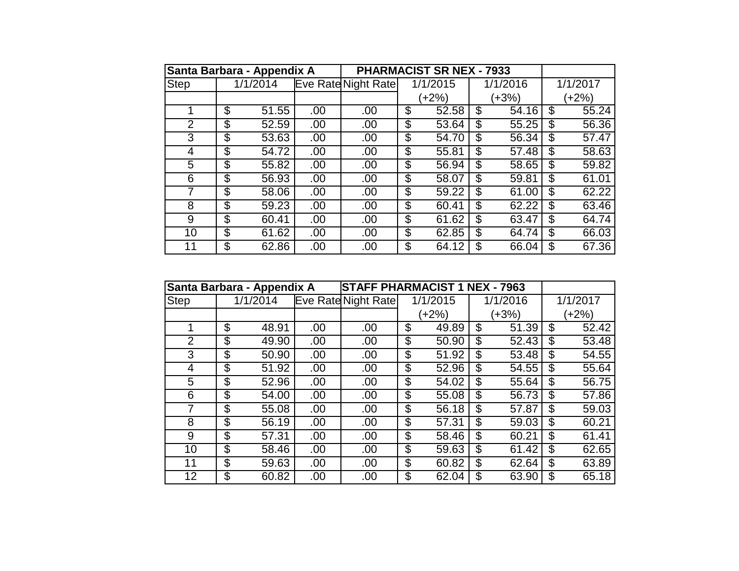| Santa Barbara - Appendix A | | | PHARMACIST SR NEX - 7933 | | | |
|---|---|---|---|---|---|---|
| Step | 1/1/2014 | Eve Rate | Night Rate | 1/1/2015 | 1/1/2016 | 1/1/2017 |
| | | | | (+2%) | (+3%) | (+2%) |
| 1 | $ 51.55 | .00 | .00 | $ 52.58 | $ 54.16 | $ 55.24 |
| 2 | $ 52.59 | .00 | .00 | $ 53.64 | $ 55.25 | $ 56.36 |
| 3 | $ 53.63 | .00 | .00 | $ 54.70 | $ 56.34 | $ 57.47 |
| 4 | $ 54.72 | .00 | .00 | $ 55.81 | $ 57.48 | $ 58.63 |
| 5 | $ 55.82 | .00 | .00 | $ 56.94 | $ 58.65 | $ 59.82 |
| 6 | $ 56.93 | .00 | .00 | $ 58.07 | $ 59.81 | $ 61.01 |
| 7 | $ 58.06 | .00 | .00 | $ 59.22 | $ 61.00 | $ 62.22 |
| 8 | $ 59.23 | .00 | .00 | $ 60.41 | $ 62.22 | $ 63.46 |
| 9 | $ 60.41 | .00 | .00 | $ 61.62 | $ 63.47 | $ 64.74 |
| 10 | $ 61.62 | .00 | .00 | $ 62.85 | $ 64.74 | $ 66.03 |
| 11 | $ 62.86 | .00 | .00 | $ 64.12 | $ 66.04 | $ 67.36 |

| Santa Barbara - Appendix A | | | STAFF PHARMACIST 1 NEX - 7963 | | | |
|---|---|---|---|---|---|---|
| Step | 1/1/2014 | Eve Rate | Night Rate | 1/1/2015 | 1/1/2016 | 1/1/2017 |
| | | | | (+2%) | (+3%) | (+2%) |
| 1 | $ 48.91 | .00 | .00 | $ 49.89 | $ 51.39 | $ 52.42 |
| 2 | $ 49.90 | .00 | .00 | $ 50.90 | $ 52.43 | $ 53.48 |
| 3 | $ 50.90 | .00 | .00 | $ 51.92 | $ 53.48 | $ 54.55 |
| 4 | $ 51.92 | .00 | .00 | $ 52.96 | $ 54.55 | $ 55.64 |
| 5 | $ 52.96 | .00 | .00 | $ 54.02 | $ 55.64 | $ 56.75 |
| 6 | $ 54.00 | .00 | .00 | $ 55.08 | $ 56.73 | $ 57.86 |
| 7 | $ 55.08 | .00 | .00 | $ 56.18 | $ 57.87 | $ 59.03 |
| 8 | $ 56.19 | .00 | .00 | $ 57.31 | $ 59.03 | $ 60.21 |
| 9 | $ 57.31 | .00 | .00 | $ 58.46 | $ 60.21 | $ 61.41 |
| 10 | $ 58.46 | .00 | .00 | $ 59.63 | $ 61.42 | $ 62.65 |
| 11 | $ 59.63 | .00 | .00 | $ 60.82 | $ 62.64 | $ 63.89 |
| 12 | $ 60.82 | .00 | .00 | $ 62.04 | $ 63.90 | $ 65.18 |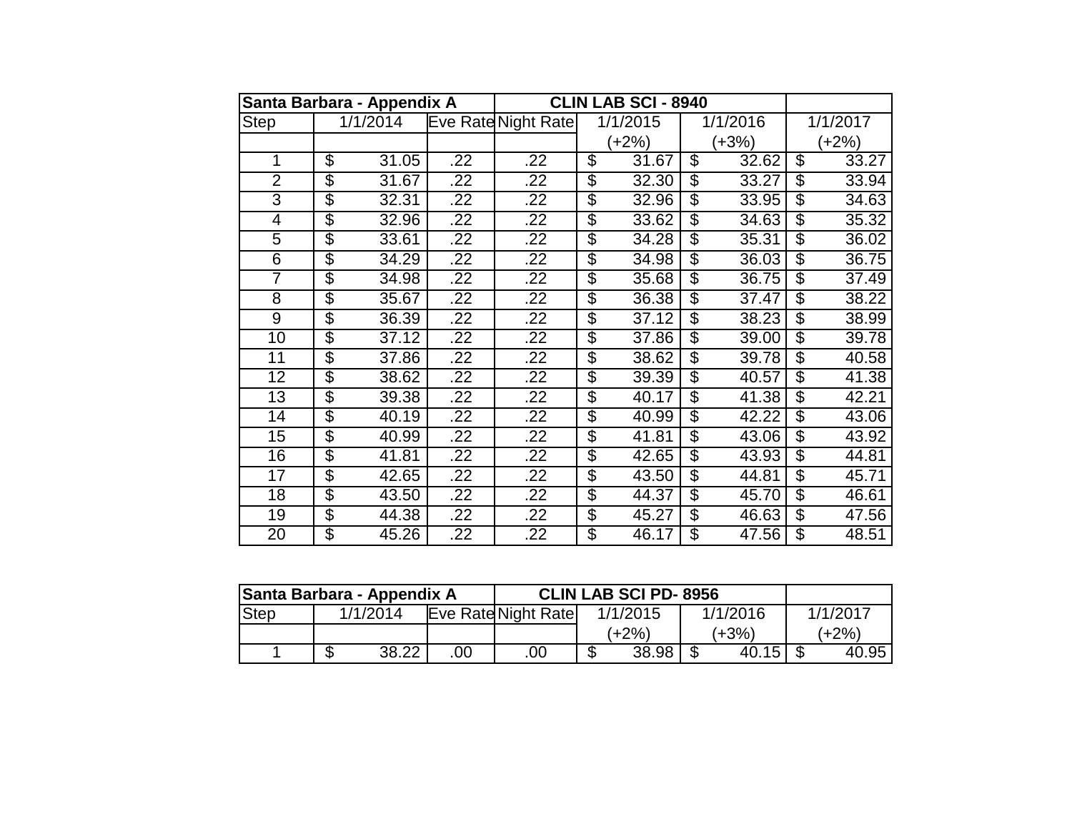| Santa Barbara - Appendix A | | | CLIN LAB SCI - 8940 | | | |
|---|---|---|---|---|---|---|
| Step | 1/1/2014 | Eve Rate | Night Rate | 1/1/2015 | 1/1/2016 | 1/1/2017 |
| | | | | (+2%) | (+3%) | (+2%) |
| 1 | $ 31.05 | .22 | .22 | $ 31.67 | $ 32.62 | $ 33.27 |
| 2 | $ 31.67 | .22 | .22 | $ 32.30 | $ 33.27 | $ 33.94 |
| 3 | $ 32.31 | .22 | .22 | $ 32.96 | $ 33.95 | $ 34.63 |
| 4 | $ 32.96 | .22 | .22 | $ 33.62 | $ 34.63 | $ 35.32 |
| 5 | $ 33.61 | .22 | .22 | $ 34.28 | $ 35.31 | $ 36.02 |
| 6 | $ 34.29 | .22 | .22 | $ 34.98 | $ 36.03 | $ 36.75 |
| 7 | $ 34.98 | .22 | .22 | $ 35.68 | $ 36.75 | $ 37.49 |
| 8 | $ 35.67 | .22 | .22 | $ 36.38 | $ 37.47 | $ 38.22 |
| 9 | $ 36.39 | .22 | .22 | $ 37.12 | $ 38.23 | $ 38.99 |
| 10 | $ 37.12 | .22 | .22 | $ 37.86 | $ 39.00 | $ 39.78 |
| 11 | $ 37.86 | .22 | .22 | $ 38.62 | $ 39.78 | $ 40.58 |
| 12 | $ 38.62 | .22 | .22 | $ 39.39 | $ 40.57 | $ 41.38 |
| 13 | $ 39.38 | .22 | .22 | $ 40.17 | $ 41.38 | $ 42.21 |
| 14 | $ 40.19 | .22 | .22 | $ 40.99 | $ 42.22 | $ 43.06 |
| 15 | $ 40.99 | .22 | .22 | $ 41.81 | $ 43.06 | $ 43.92 |
| 16 | $ 41.81 | .22 | .22 | $ 42.65 | $ 43.93 | $ 44.81 |
| 17 | $ 42.65 | .22 | .22 | $ 43.50 | $ 44.81 | $ 45.71 |
| 18 | $ 43.50 | .22 | .22 | $ 44.37 | $ 45.70 | $ 46.61 |
| 19 | $ 44.38 | .22 | .22 | $ 45.27 | $ 46.63 | $ 47.56 |
| 20 | $ 45.26 | .22 | .22 | $ 46.17 | $ 47.56 | $ 48.51 |

| Santa Barbara - Appendix A | | | CLIN LAB SCI PD- 8956 | | | |
|---|---|---|---|---|---|---|
| Step | 1/1/2014 | Eve Rate | Night Rate | 1/1/2015 | 1/1/2016 | 1/1/2017 |
| | | | | (+2%) | (+3%) | (+2%) |
| 1 | $ 38.22 | .00 | .00 | $ 38.98 | $ 40.15 | $ 40.95 |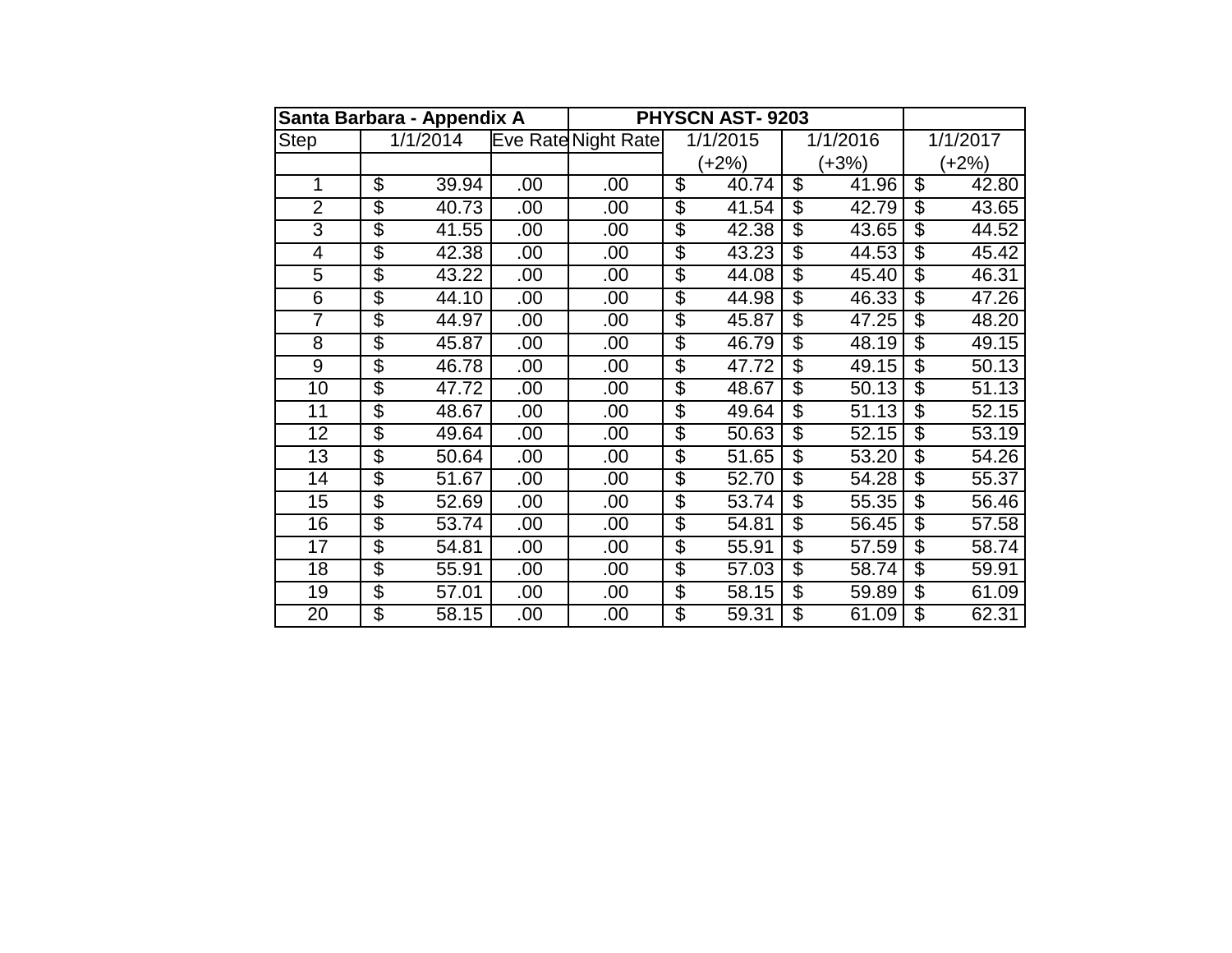| Santa Barbara - Appendix A | | | PHYSCN AST- 9203 | | | |
|---|---|---|---|---|---|---|
| Step | 1/1/2014 | Eve Rate | Night Rate | 1/1/2015 (+2%) | 1/1/2016 (+3%) | 1/1/2017 (+2%) |
| 1 | $ 39.94 | .00 | .00 | $ 40.74 | $ 41.96 | $ 42.80 |
| 2 | $ 40.73 | .00 | .00 | $ 41.54 | $ 42.79 | $ 43.65 |
| 3 | $ 41.55 | .00 | .00 | $ 42.38 | $ 43.65 | $ 44.52 |
| 4 | $ 42.38 | .00 | .00 | $ 43.23 | $ 44.53 | $ 45.42 |
| 5 | $ 43.22 | .00 | .00 | $ 44.08 | $ 45.40 | $ 46.31 |
| 6 | $ 44.10 | .00 | .00 | $ 44.98 | $ 46.33 | $ 47.26 |
| 7 | $ 44.97 | .00 | .00 | $ 45.87 | $ 47.25 | $ 48.20 |
| 8 | $ 45.87 | .00 | .00 | $ 46.79 | $ 48.19 | $ 49.15 |
| 9 | $ 46.78 | .00 | .00 | $ 47.72 | $ 49.15 | $ 50.13 |
| 10 | $ 47.72 | .00 | .00 | $ 48.67 | $ 50.13 | $ 51.13 |
| 11 | $ 48.67 | .00 | .00 | $ 49.64 | $ 51.13 | $ 52.15 |
| 12 | $ 49.64 | .00 | .00 | $ 50.63 | $ 52.15 | $ 53.19 |
| 13 | $ 50.64 | .00 | .00 | $ 51.65 | $ 53.20 | $ 54.26 |
| 14 | $ 51.67 | .00 | .00 | $ 52.70 | $ 54.28 | $ 55.37 |
| 15 | $ 52.69 | .00 | .00 | $ 53.74 | $ 55.35 | $ 56.46 |
| 16 | $ 53.74 | .00 | .00 | $ 54.81 | $ 56.45 | $ 57.58 |
| 17 | $ 54.81 | .00 | .00 | $ 55.91 | $ 57.59 | $ 58.74 |
| 18 | $ 55.91 | .00 | .00 | $ 57.03 | $ 58.74 | $ 59.91 |
| 19 | $ 57.01 | .00 | .00 | $ 58.15 | $ 59.89 | $ 61.09 |
| 20 | $ 58.15 | .00 | .00 | $ 59.31 | $ 61.09 | $ 62.31 |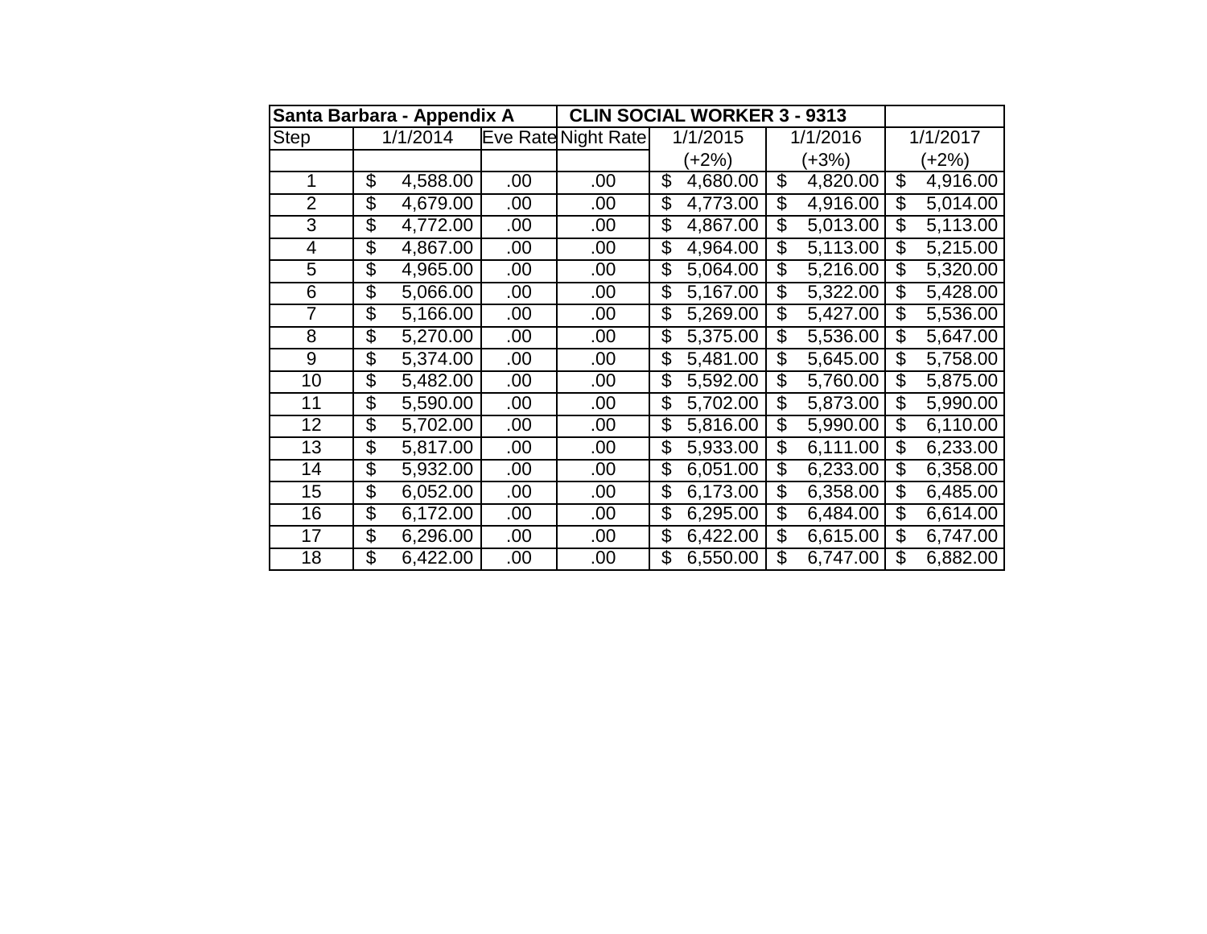| Santa Barbara - Appendix A | | | CLIN SOCIAL WORKER 3 - 9313 | | | |
|---|---|---|---|---|---|---|
| Step | 1/1/2014 | Eve Rate | Night Rate | 1/1/2015 | 1/1/2016 | 1/1/2017 |
| | | | | (+2%) | (+3%) | (+2%) |
| 1 | $ 4,588.00 | .00 | .00 | $ 4,680.00 | $ 4,820.00 | $ 4,916.00 |
| 2 | $ 4,679.00 | .00 | .00 | $ 4,773.00 | $ 4,916.00 | $ 5,014.00 |
| 3 | $ 4,772.00 | .00 | .00 | $ 4,867.00 | $ 5,013.00 | $ 5,113.00 |
| 4 | $ 4,867.00 | .00 | .00 | $ 4,964.00 | $ 5,113.00 | $ 5,215.00 |
| 5 | $ 4,965.00 | .00 | .00 | $ 5,064.00 | $ 5,216.00 | $ 5,320.00 |
| 6 | $ 5,066.00 | .00 | .00 | $ 5,167.00 | $ 5,322.00 | $ 5,428.00 |
| 7 | $ 5,166.00 | .00 | .00 | $ 5,269.00 | $ 5,427.00 | $ 5,536.00 |
| 8 | $ 5,270.00 | .00 | .00 | $ 5,375.00 | $ 5,536.00 | $ 5,647.00 |
| 9 | $ 5,374.00 | .00 | .00 | $ 5,481.00 | $ 5,645.00 | $ 5,758.00 |
| 10 | $ 5,482.00 | .00 | .00 | $ 5,592.00 | $ 5,760.00 | $ 5,875.00 |
| 11 | $ 5,590.00 | .00 | .00 | $ 5,702.00 | $ 5,873.00 | $ 5,990.00 |
| 12 | $ 5,702.00 | .00 | .00 | $ 5,816.00 | $ 5,990.00 | $ 6,110.00 |
| 13 | $ 5,817.00 | .00 | .00 | $ 5,933.00 | $ 6,111.00 | $ 6,233.00 |
| 14 | $ 5,932.00 | .00 | .00 | $ 6,051.00 | $ 6,233.00 | $ 6,358.00 |
| 15 | $ 6,052.00 | .00 | .00 | $ 6,173.00 | $ 6,358.00 | $ 6,485.00 |
| 16 | $ 6,172.00 | .00 | .00 | $ 6,295.00 | $ 6,484.00 | $ 6,614.00 |
| 17 | $ 6,296.00 | .00 | .00 | $ 6,422.00 | $ 6,615.00 | $ 6,747.00 |
| 18 | $ 6,422.00 | .00 | .00 | $ 6,550.00 | $ 6,747.00 | $ 6,882.00 |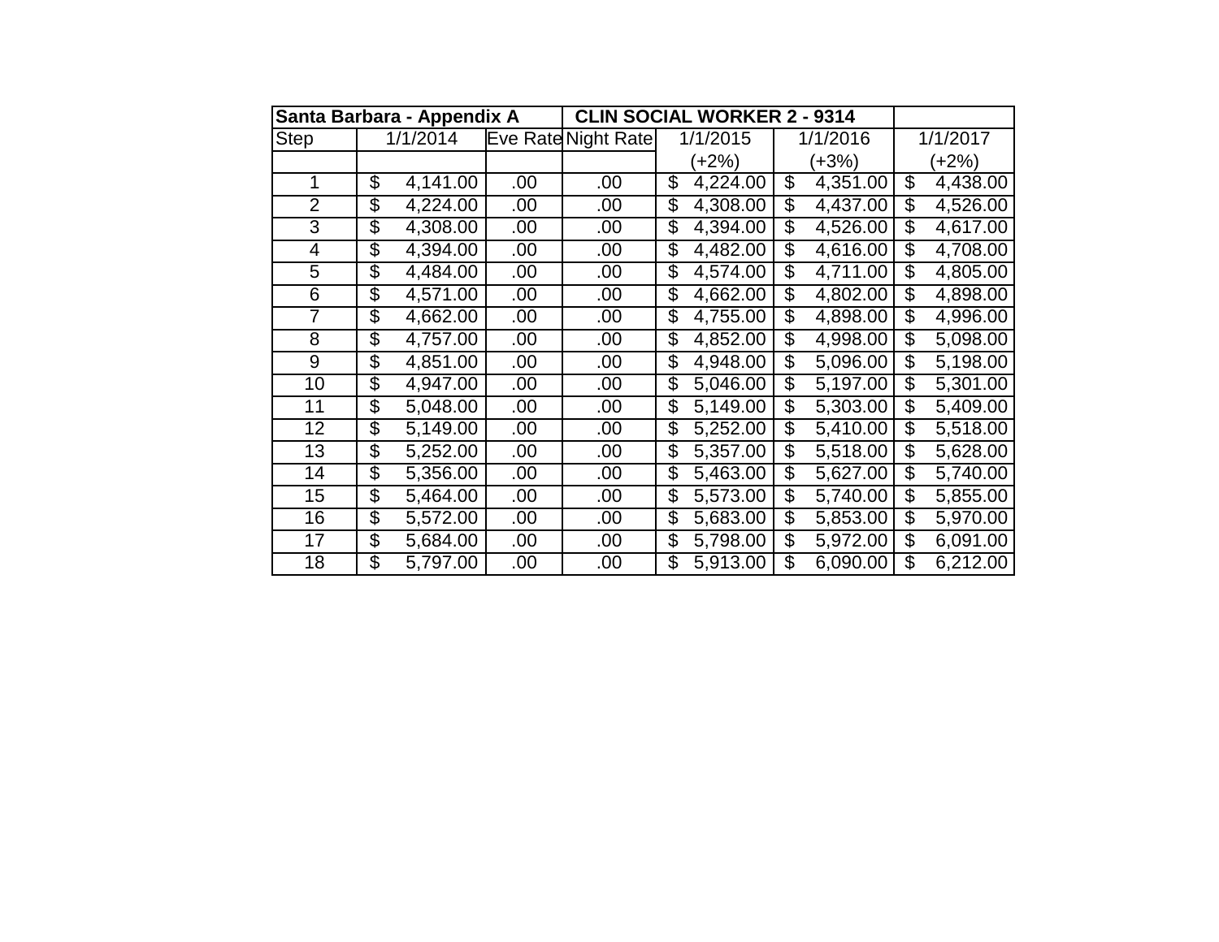| Santa Barbara - Appendix A | | | CLIN SOCIAL WORKER 2 - 9314 | | | |
|---|---|---|---|---|---|---|
| Step | 1/1/2014 | Eve Rate | Night Rate | 1/1/2015 | 1/1/2016 | 1/1/2017 |
| | | | | (+2%) | (+3%) | (+2%) |
| 1 | $ 4,141.00 | .00 | .00 | $ 4,224.00 | $ 4,351.00 | $ 4,438.00 |
| 2 | $ 4,224.00 | .00 | .00 | $ 4,308.00 | $ 4,437.00 | $ 4,526.00 |
| 3 | $ 4,308.00 | .00 | .00 | $ 4,394.00 | $ 4,526.00 | $ 4,617.00 |
| 4 | $ 4,394.00 | .00 | .00 | $ 4,482.00 | $ 4,616.00 | $ 4,708.00 |
| 5 | $ 4,484.00 | .00 | .00 | $ 4,574.00 | $ 4,711.00 | $ 4,805.00 |
| 6 | $ 4,571.00 | .00 | .00 | $ 4,662.00 | $ 4,802.00 | $ 4,898.00 |
| 7 | $ 4,662.00 | .00 | .00 | $ 4,755.00 | $ 4,898.00 | $ 4,996.00 |
| 8 | $ 4,757.00 | .00 | .00 | $ 4,852.00 | $ 4,998.00 | $ 5,098.00 |
| 9 | $ 4,851.00 | .00 | .00 | $ 4,948.00 | $ 5,096.00 | $ 5,198.00 |
| 10 | $ 4,947.00 | .00 | .00 | $ 5,046.00 | $ 5,197.00 | $ 5,301.00 |
| 11 | $ 5,048.00 | .00 | .00 | $ 5,149.00 | $ 5,303.00 | $ 5,409.00 |
| 12 | $ 5,149.00 | .00 | .00 | $ 5,252.00 | $ 5,410.00 | $ 5,518.00 |
| 13 | $ 5,252.00 | .00 | .00 | $ 5,357.00 | $ 5,518.00 | $ 5,628.00 |
| 14 | $ 5,356.00 | .00 | .00 | $ 5,463.00 | $ 5,627.00 | $ 5,740.00 |
| 15 | $ 5,464.00 | .00 | .00 | $ 5,573.00 | $ 5,740.00 | $ 5,855.00 |
| 16 | $ 5,572.00 | .00 | .00 | $ 5,683.00 | $ 5,853.00 | $ 5,970.00 |
| 17 | $ 5,684.00 | .00 | .00 | $ 5,798.00 | $ 5,972.00 | $ 6,091.00 |
| 18 | $ 5,797.00 | .00 | .00 | $ 5,913.00 | $ 6,090.00 | $ 6,212.00 |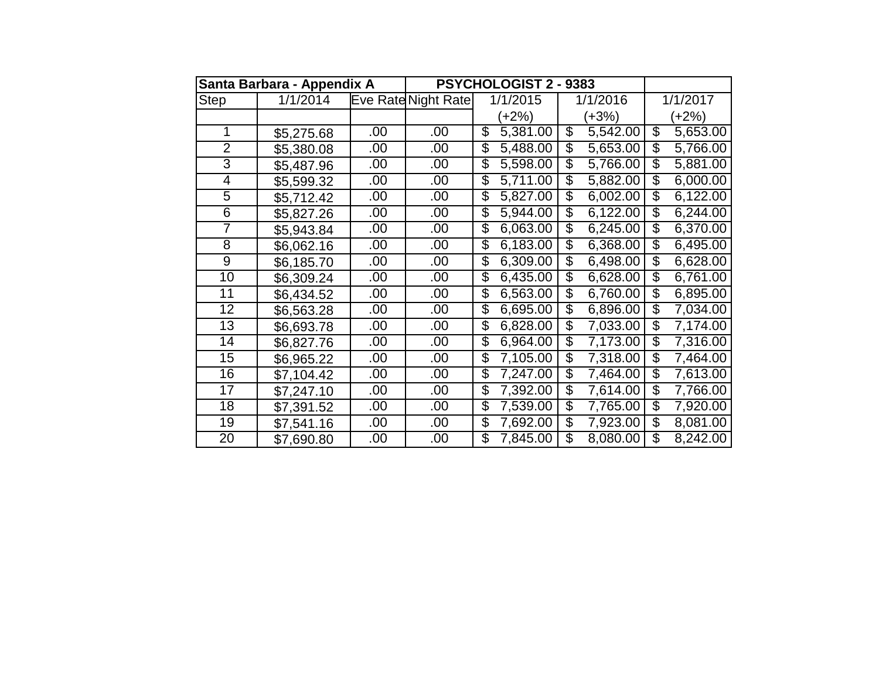| Santa Barbara - Appendix A | | | PSYCHOLOGIST 2 - 9383 | | | |
|---|---|---|---|---|---|---|
| Step | 1/1/2014 | Eve Rate | Night Rate | 1/1/2015 | 1/1/2016 | 1/1/2017 |
| | | | | (+2%) | (+3%) | (+2%) |
| 1 | $5,275.68 | .00 | .00 | $ 5,381.00 | $ 5,542.00 | $ 5,653.00 |
| 2 | $5,380.08 | .00 | .00 | $ 5,488.00 | $ 5,653.00 | $ 5,766.00 |
| 3 | $5,487.96 | .00 | .00 | $ 5,598.00 | $ 5,766.00 | $ 5,881.00 |
| 4 | $5,599.32 | .00 | .00 | $ 5,711.00 | $ 5,882.00 | $ 6,000.00 |
| 5 | $5,712.42 | .00 | .00 | $ 5,827.00 | $ 6,002.00 | $ 6,122.00 |
| 6 | $5,827.26 | .00 | .00 | $ 5,944.00 | $ 6,122.00 | $ 6,244.00 |
| 7 | $5,943.84 | .00 | .00 | $ 6,063.00 | $ 6,245.00 | $ 6,370.00 |
| 8 | $6,062.16 | .00 | .00 | $ 6,183.00 | $ 6,368.00 | $ 6,495.00 |
| 9 | $6,185.70 | .00 | .00 | $ 6,309.00 | $ 6,498.00 | $ 6,628.00 |
| 10 | $6,309.24 | .00 | .00 | $ 6,435.00 | $ 6,628.00 | $ 6,761.00 |
| 11 | $6,434.52 | .00 | .00 | $ 6,563.00 | $ 6,760.00 | $ 6,895.00 |
| 12 | $6,563.28 | .00 | .00 | $ 6,695.00 | $ 6,896.00 | $ 7,034.00 |
| 13 | $6,693.78 | .00 | .00 | $ 6,828.00 | $ 7,033.00 | $ 7,174.00 |
| 14 | $6,827.76 | .00 | .00 | $ 6,964.00 | $ 7,173.00 | $ 7,316.00 |
| 15 | $6,965.22 | .00 | .00 | $ 7,105.00 | $ 7,318.00 | $ 7,464.00 |
| 16 | $7,104.42 | .00 | .00 | $ 7,247.00 | $ 7,464.00 | $ 7,613.00 |
| 17 | $7,247.10 | .00 | .00 | $ 7,392.00 | $ 7,614.00 | $ 7,766.00 |
| 18 | $7,391.52 | .00 | .00 | $ 7,539.00 | $ 7,765.00 | $ 7,920.00 |
| 19 | $7,541.16 | .00 | .00 | $ 7,692.00 | $ 7,923.00 | $ 8,081.00 |
| 20 | $7,690.80 | .00 | .00 | $ 7,845.00 | $ 8,080.00 | $ 8,242.00 |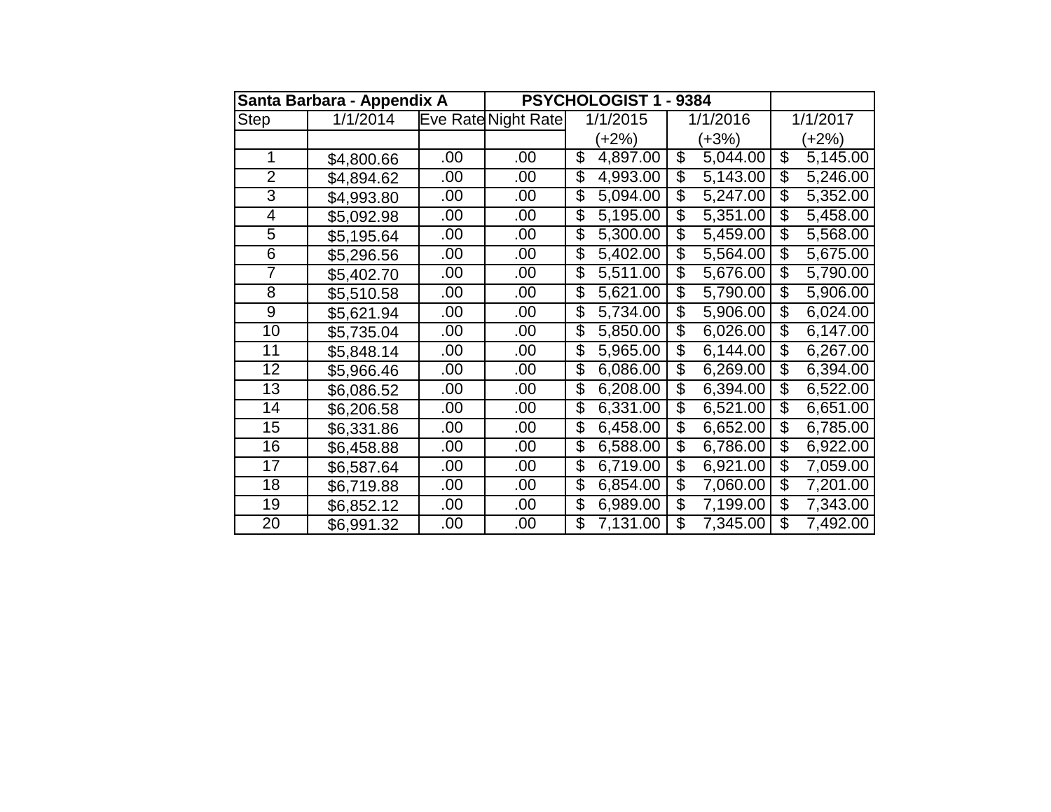| Santa Barbara - Appendix A | | | PSYCHOLOGIST 1 - 9384 | | | |
|---|---|---|---|---|---|---|
| Step | 1/1/2014 | Eve Rate | Night Rate | 1/1/2015 (+2%) | 1/1/2016 (+3%) | 1/1/2017 (+2%) |
| | | | | | | |
| 1 | $4,800.66 | .00 | .00 | $ 4,897.00 | $ 5,044.00 | $ 5,145.00 |
| 2 | $4,894.62 | .00 | .00 | $ 4,993.00 | $ 5,143.00 | $ 5,246.00 |
| 3 | $4,993.80 | .00 | .00 | $ 5,094.00 | $ 5,247.00 | $ 5,352.00 |
| 4 | $5,092.98 | .00 | .00 | $ 5,195.00 | $ 5,351.00 | $ 5,458.00 |
| 5 | $5,195.64 | .00 | .00 | $ 5,300.00 | $ 5,459.00 | $ 5,568.00 |
| 6 | $5,296.56 | .00 | .00 | $ 5,402.00 | $ 5,564.00 | $ 5,675.00 |
| 7 | $5,402.70 | .00 | .00 | $ 5,511.00 | $ 5,676.00 | $ 5,790.00 |
| 8 | $5,510.58 | .00 | .00 | $ 5,621.00 | $ 5,790.00 | $ 5,906.00 |
| 9 | $5,621.94 | .00 | .00 | $ 5,734.00 | $ 5,906.00 | $ 6,024.00 |
| 10 | $5,735.04 | .00 | .00 | $ 5,850.00 | $ 6,026.00 | $ 6,147.00 |
| 11 | $5,848.14 | .00 | .00 | $ 5,965.00 | $ 6,144.00 | $ 6,267.00 |
| 12 | $5,966.46 | .00 | .00 | $ 6,086.00 | $ 6,269.00 | $ 6,394.00 |
| 13 | $6,086.52 | .00 | .00 | $ 6,208.00 | $ 6,394.00 | $ 6,522.00 |
| 14 | $6,206.58 | .00 | .00 | $ 6,331.00 | $ 6,521.00 | $ 6,651.00 |
| 15 | $6,331.86 | .00 | .00 | $ 6,458.00 | $ 6,652.00 | $ 6,785.00 |
| 16 | $6,458.88 | .00 | .00 | $ 6,588.00 | $ 6,786.00 | $ 6,922.00 |
| 17 | $6,587.64 | .00 | .00 | $ 6,719.00 | $ 6,921.00 | $ 7,059.00 |
| 18 | $6,719.88 | .00 | .00 | $ 6,854.00 | $ 7,060.00 | $ 7,201.00 |
| 19 | $6,852.12 | .00 | .00 | $ 6,989.00 | $ 7,199.00 | $ 7,343.00 |
| 20 | $6,991.32 | .00 | .00 | $ 7,131.00 | $ 7,345.00 | $ 7,492.00 |